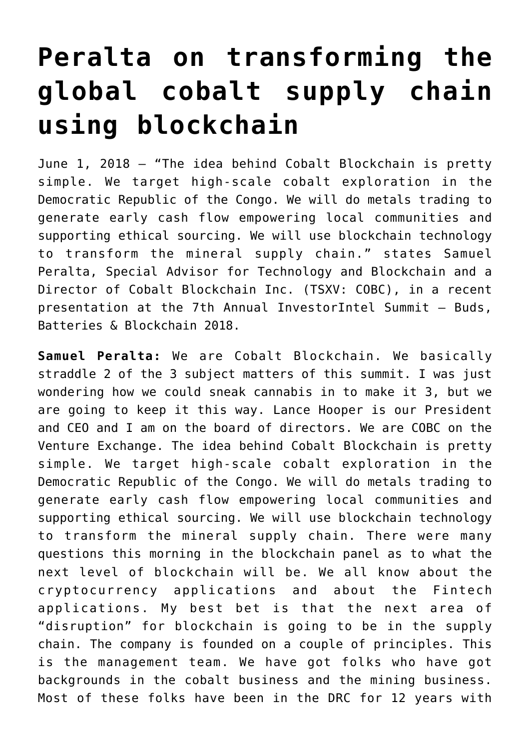# Peralta on transforming the global cobalt supply chain using blockchain

June 1, 2018 — "The idea behind Cobalt Blockchain is pretty simple. We target high-scale cobalt exploration in the Democratic Republic of the Congo. We will do metals trading to generate early cash flow empowering local communities and supporting ethical sourcing. We will use blockchain technology to transform the mineral supply chain." states Samuel Peralta, Special Advisor for Technology and Blockchain and a Director of Cobalt Blockchain Inc. (TSXV: COBC), in a recent presentation at the 7th Annual InvestorIntel Summit – Buds, Batteries & Blockchain 2018.

**Samuel Peralta:** We are Cobalt Blockchain. We basically straddle 2 of the 3 subject matters of this summit. I was just wondering how we could sneak cannabis in to make it 3, but we are going to keep it this way. Lance Hooper is our President and CEO and I am on the board of directors. We are COBC on the Venture Exchange. The idea behind Cobalt Blockchain is pretty simple. We target high-scale cobalt exploration in the Democratic Republic of the Congo. We will do metals trading to generate early cash flow empowering local communities and supporting ethical sourcing. We will use blockchain technology to transform the mineral supply chain. There were many questions this morning in the blockchain panel as to what the next level of blockchain will be. We all know about the cryptocurrency applications and about the Fintech applications. My best bet is that the next area of "disruption" for blockchain is going to be in the supply chain. The company is founded on a couple of principles. This is the management team. We have got folks who have got backgrounds in the cobalt business and the mining business. Most of these folks have been in the DRC for 12 years with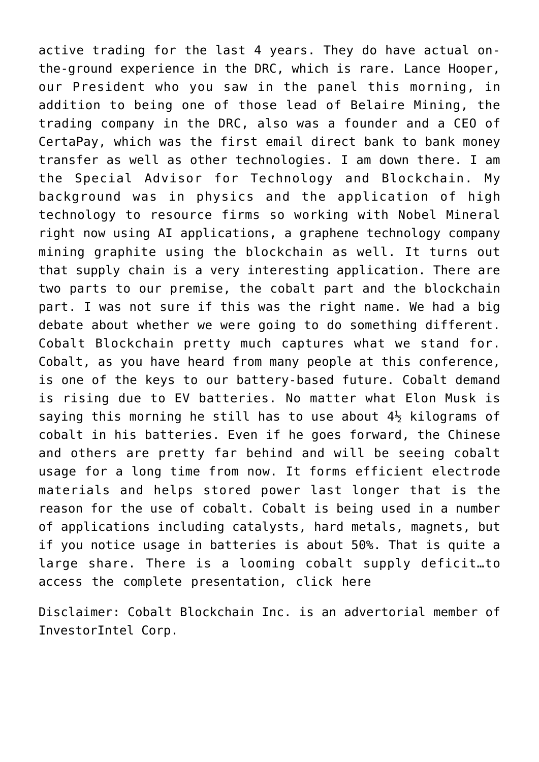active trading for the last 4 years. They do have actual on-the-ground experience in the DRC, which is rare. Lance Hooper, our President who you saw in the panel this morning, in addition to being one of those lead of Belaire Mining, the trading company in the DRC, also was a founder and a CEO of CertaPay, which was the first email direct bank to bank money transfer as well as other technologies. I am down there. I am the Special Advisor for Technology and Blockchain. My background was in physics and the application of high technology to resource firms so working with Nobel Mineral right now using AI applications, a graphene technology company mining graphite using the blockchain as well. It turns out that supply chain is a very interesting application. There are two parts to our premise, the cobalt part and the blockchain part. I was not sure if this was the right name. We had a big debate about whether we were going to do something different. Cobalt Blockchain pretty much captures what we stand for. Cobalt, as you have heard from many people at this conference, is one of the keys to our battery-based future. Cobalt demand is rising due to EV batteries. No matter what Elon Musk is saying this morning he still has to use about 4½ kilograms of cobalt in his batteries. Even if he goes forward, the Chinese and others are pretty far behind and will be seeing cobalt usage for a long time from now. It forms efficient electrode materials and helps stored power last longer that is the reason for the use of cobalt. Cobalt is being used in a number of applications including catalysts, hard metals, magnets, but if you notice usage in batteries is about 50%. That is quite a large share. There is a looming cobalt supply deficit…to access the complete presentation, click here

Disclaimer: Cobalt Blockchain Inc. is an advertorial member of InvestorIntel Corp.